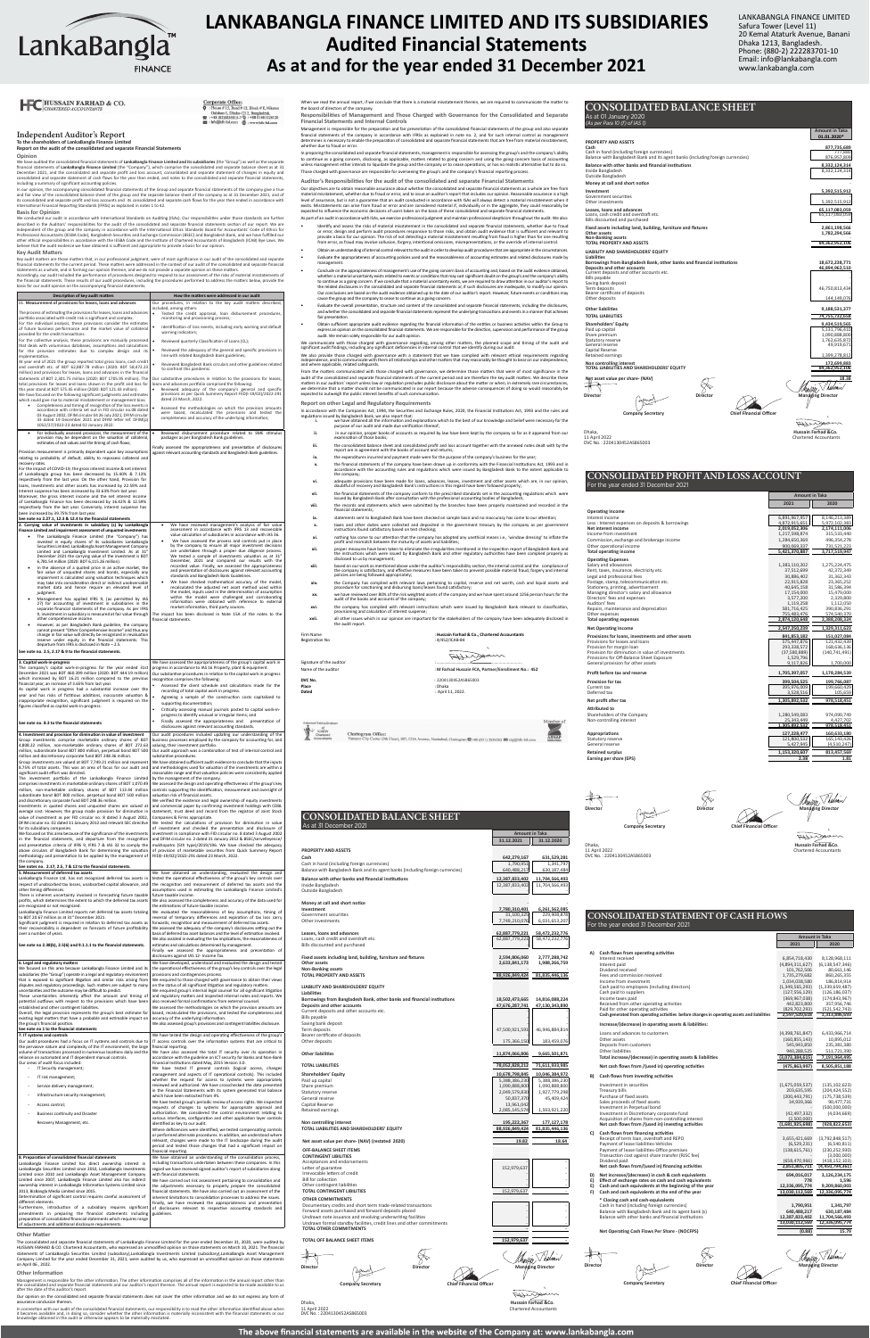# LANKABANGLA FINANCE LIMITED AND ITS SUBSIDIARIES
# Audited Financial Statements
# As at and for the year ended 31 December 2021

LankaBangla FINANCE

LANKABANGLA FINANCE LIMITED
Safura Tower (Level 11)
20 Kemal Ataturk Avenue, Banani
Dhaka 1213, Bangladesh.
Phone: (880-2) 222283701-10
Email: info@lankabangla.com
www.lankabangla.com

HUSSAIN FARHAD & Co.
CHARTERED ACCOUNTANTS

## Independent Auditor's Report
### To the shareholders of LankaBangla Finance Limited
### Report on the audit of the consolidated and separate Financial Statements

**Opinion**

We have audited the consolidated financial statements of **LankaBangla Finance Limited and its subsidiaries** (the "Group") as well as the separate financial statements of **LankaBangla Finance Limited** (the "Company"), which comprise the consolidated and separate balance sheet as at 31 December 2021, and the consolidated and separate profit and loss account, consolidated and separate statement of changes in equity and consolidated and separate statement of cash flows for the year then ended, and notes to the consolidated and separate financial statements, including a summary of significant accounting policies.

In our opinion, the accompanying consolidated financial statements of the Group and separate financial statements of the Company give a true and fair view of the consolidated balance sheet of the group and the separate balance sheet of the company as at 31 December 2021, and of its consolidated and separate profit and loss accounts and its consolidated and separate cash flows for the year then ended in accordance with International Financial Reporting Standards (IFRSs) as explained in notes 2 to 42.

**Basis for Opinion**

We conducted our audit in accordance with International Standards on Auditing (ISAs). Our responsibilities under those standards are further described in the Auditors' responsibilities for the audit of the consolidated and separate financial statements section of our report. We are independent of the group and the company in accordance with the International Ethics Standards Board for Accountants' Code of Ethics for Professional Accountants (IESBA Code), Bangladesh Securities and Exchange Commission (BSEC) and Bangladesh Bank, and we have fulfilled our other ethical responsibilities in accordance with the IESBA Code and the Institute of Chartered Accountants of Bangladesh (ICAB) Bye Laws. We believe that the audit evidence we have obtained is sufficient and appropriate to provide a basis for our opinion.

**Key Audit Matters**

Key audit matters are those matters that, in our professional judgment, were of most significance in our audit of the consolidated and separate financial statements for the current period. These matters were addressed in the context of our audit of the consolidated and separate financial statements as a whole, and in forming our opinion thereon, and we do not provide a separate opinion on these matters.

Accordingly, our audit included the performance of procedures designed to respond to our assessment of the risks of material misstatement of the financial statements. These results of our audit procedures, including the procedures performed to address the matters below, provide the basis for our audit opinion on the accompanying financial statements.

| Description of key audit matters | How the matters were addressed in our audit |
|---|---|
| **01. Measurement of provisions for losses, loans and advances** The process of estimating the provision for leases, loans and advances portfolio associated with credit risk is significant and complex. For the individual analysis, these provisions consider the estimates of future business performance and the market value of collateral provided for the credit transactions. For the collective analysis, these provisions are manually processed that deals with voluminous databases, assumptions and calculations for the provision estimates due to complex design and its implementation. At year end of 2021 the group reported total gross loans, cash credit and overdraft etc. of BDT 62,887.78 million (2020: BDT 58,472.23 million) and provisions for leases, loans and advances in the financial statements of BDT 2,385.75 million (2020: BDT 1705.95 million). The total provision for leases and loans advances are determined by the requirements of Bangladesh Bank circulars and directives. We have focused on the following significant judgements and estimates which could give rise to material misstatement or management bias: • Completeness and timing of recognition of loss events in accordance with criteria set out in FID circular No. 08 dated 03 August 2002, DFIM circular no 03 dated 29 April 2013, DFIM circular 08 dated 30 June 2020, DFIM circular 15 dated 27 September 2020, DFIM circular 01 dated 10 January 2021 and DFIM circular No 03 dated 31 January 2022; • For individually assessed provisions, the measurement of the provision may be dependent on the valuation of collateral, estimates of exit values and the timing of cash flows. Provision measurement is primarily dependent upon key assumptions relating to probability of default, ability to repossess collateral and recovery rates. For the impact of COVID-19, the gross interest income & net interest of LankaBangla Finance Limited has been decreased by 15.40% & 7.10% respectively from the last year. On the other hand, Provision for loans, investments and other assets has increased by 22.39% and interest expense has been increased by 16.60% from last year. Moreover, the gross interest income and the net interest income of LankaBangla Finance has been decreased by 16.62% & 12.59% respectively from the last year. Conversely, interest expense has been increased by 39.75% from last year. See note no 8.27.1, 12.3 & 12.4 to the financial statements | Our procedures, in relation to the key audit matters described, included among others: • Tested the credit appraisal, loan disbursement procedures, monitoring and provisioning process; • Identification of loss events, including early warning and default warning indicators; • Reviewed quarterly Classification of Loans (CL); • Reviewed the adequacy of the general and specific provisions in line with related Bangladesh Bank guidelines; • Reviewed Bangladesh Bank circulars and other guidelines related to confront this pandemic. Our substantive procedures in relation to the provisions for leases, loans and advances portfolio comprised the following: • Reviewed adequacy of the company's general and specific provisions as per Quick Summary Report FID(S)-18/02/2022-291 dated 23 March 2022; • Assessed the methodologies on which the provision amounts were based, recalculated the provisions and tested the completeness and accuracy of the underlying information. • Reviewed disbursement procedure related to SME stimulus packages as per Bangladesh Bank guidelines. Finally assessed the appropriateness and presentation of disclosures against relevant accounting standards and Bangladesh Bank guidelines. |
| **2. Carrying value of investments in subsidiary (s) by LankaBangla Finance Limited and impairment assessment of unquoted investments** • The LankaBangla Finance Limited (the "Company") has invested in equity shares of its subsidiaries LankaBangla Securities Limited, LankaBangla Asset Management Company Limited and LankaBangla Investment Limited. As at 31st December 2021 the carrying value of the investment is BDT 4,783.58 million (2020: BDT 4,175.26 million). • In the absence of a quoted price in an active market, the fair value of unquoted shares and bonds, especially any impairment is calculated using valuation techniques which may take into consideration direct or indirect unobservable market data and hence require an elevated level of judgment. • Management has applied IFRS 9 (as permitted by IAS 27) for accounting of investment in subsidiaries in the separate financial statements of the company. As per IFRS 9, investment in subsidiary is measured at fair value through other comprehensive income. • However, as per Bangladesh Bank guideline, the company cannot present "Other Comprehensive Income" and thus any change at fair value will directly be recognized in revaluation reserve under equity in the financial statements. This departure from IFRS is disclosed in Note – 2.5. See note no. 2.5, 2.17 & 9 to the financial statements. | • We have reviewed management's analysis of fair value assessment in accordance with IFRS 13 and recoverable value calculation of subsidiaries in accordance with IAS 36. • We have assessed the process and controls put in place by the company to ensure all major investment decisions are undertaken through a proper due diligence process. • We tested a sample of investments valuation as at 31st December, 2021 and compared our results with the recorded value. Finally, we assessed the appropriateness and presentation of disclosures against relevant accounting standards and Bangladesh Bank Guidelines. • We have checked mathematical accuracy of the model, recalculated the adjusted net asset method used within the model, inputs used in the determination of assumptions within the model were challenged and corroborating information was obtained with reference to external market information, third party sources. The impact has been disclosed in Note 15A of the notes to the financial statements. |
| **3. Capital work-in-progress** The company's capital work-in-progress for the year ended 31st December 2021 was BDT 44.09 million (2020: BDT 44.19 million) which increased by BDT 16.21 million compared to the previous financial year, an increase of 0.60% from last year. As capital work in progress had a substantial increase over the year and has risk of fictitious additions, inaccurate valuation & inappropriate recognition, significant judgement is required on the figures classified as capital work-in-progress. See note no. 8.3 to the financial statements | We have assessed the appropriateness of the group's capital work in progress in accordance to IAS 16 Property, plant & equipment. Our substantive procedures in relation to the capital work in progress recognition comprises the following: • Assessed the share schedule and calculation made for the recording of total capital work in progress. • Agreeing a sample of the construction costs capitalized to supporting documentation. • Critically assessing amount journals posted to capital work-in-progress to identify unusual or irregular items; and • Finally assessed the appropriateness and presentation of disclosures against relevant accounting standards. |
| **4. Investment and provision for diminution in value of investment** Group investments comprise marketable ordinary shares of BDT 4,898.32 million, non-marketable ordinary shares of BDT 210.54 million, subordinate bond BDT 800 million, perpetual bond BDT 500 million and discretionary corporate fund BDT 246.36 million. Group investments are valued at BDT 7,749.21 million and represent 8.71% of total assets. This was an area of focus for our audit and significant audit effort was directed. The investment portfolio of the LankaBangla Finance Limited comprises investments in marketable ordinary shares of BDT 1,070.49 million, non-marketable ordinary shares of BDT 113.44 million subordinate bond BDT 800 million, perpetual bond BDT 500 million and discretionary corporate fund BDT 246.36 million. Investments in quoted shares and unquoted shares are valued at average cost. However, the group made provision for diminution in value of investment as per FID circular no. 8 dated 3 August 2002, DFIM circular no. 02 dated 31 January 2012 and relevant BSEC directive for subsidiary companies. We focused on this area because of the significance of the investments in the financial statements, and departure from the recognition and presentation criteria of IFRS 9, IFRS 7 & IAS 32 to comply the above circulars of Bangladesh Bank for determining the valuation methodology and presentation to be applied by the management of the company. See notes no. 2.17, 2.5, 7 & 12 to the financial statements. | Our audit procedures included updating our understanding of the business processes employed by the company for accounting for, and valuing, their investment portfolio. Our audit approach was a combination of test of internal control and substantive procedures. We have obtained sufficient audit evidence to conclude that the inputs and methodologies used for valuation of the investments are within a reasonable range and that valuation policies were consistently applied by the management of the company. We assessed the design and operating effectiveness of the group's key controls supporting the identification, measurement and oversight of valuation risk of financial assets. We verified the existence and legal ownership of equity investments and commercial paper by confirming investment holdings with CDBL statement, trust deed and record from the register of joint Stock Companies & Firms appropriately. We tested the calculations of provision for diminution in value of investment and checked the presentation and disclosure of investment in compliance with FID circular no. 8 dated 3 August 2002 and DFIM circular no. 2 dated 31 January 2012 & BSEC/Surveillance/markets/2019-104 (part-1)/2019-196. We have checked the adequacy of provisions of marketable securities from Quick Summary Report FID(S)-18/02/2022-291 dated 23 March, 2022. |
| **5. Measurement of deferred tax assets** LankaBangla Finance Ltd. has not recognised deferred tax assets in respect of unabsorbed tax losses, unabsorbed capital allowance, and other timing differences. There is inherent uncertainty involved in forecasting future taxable profits, which determines the extent to which the deferred tax assets are recognised or not recognised. LankaBangla Finance Limited reports net deferred tax asset totaling to BDT 20.67 million as at 31st December 2021. Significant judgement is required in relation to deferred tax assets as their recoverability is dependent on forecasts of future profitability over a number of years. See note no 2.8(b), 2.5(b) and 9.1.1.1 to the financial statements. | We obtained an understanding, evaluated the design and tested the operational effectiveness of the group's key controls over the recognition and measurement of deferred tax assets and the assumptions used in estimating the LankaBangla Finance Limited's future taxable income. We also assessed the completeness and accuracy of the data used for the estimations of future taxable income. We evaluated the reasonableness of key assumptions, timing of reversal of temporary differences and expiration of tax loss carry forwards, recognition and measurement of deferred tax assets. We assessed the adequacy of the company's disclosures setting out the basis of deferred tax asset balances and the level of estimation involved. We also assisted in evaluating the tax implications, the reasonableness of estimates and calculations determined by management. Finally we assessed the appropriateness and presentation of disclosures against IAS 12- Income Tax. |
| **6. Legal and regulatory matters** We focused on this area because LankaBangla Finance Limited and its subsidiaries (the "Group") operate in a legal and regulatory environment that is exposed to significant litigation and similar risks arising from disputes and regulatory proceedings. Such matters are subject to many uncertainties and the outcome may be difficult to predict. These uncertainties inherently affect the amount and timing of potential outflows with respect to the provisions which have been established and other contingent liabilities. Overall, the legal provision represents the group's best estimate for existing legal matters that have a probable and estimable impact on the group's financial position. See note no 1 to the financial statements | We have developed, understood and evaluated the design and tested the operational effectiveness of the group's key controls over the legal provision and contingencies process. We enquired to those charged with governance to obtain their views on the status of all significant litigation and regulatory matters. We enquired group's internal legal counsel for all significant litigation and regulatory matters and inspected internal notes and reports. We also received formal confirmations from external counsel. We assessed the methodologies on which the provision amounts are based, recalculated the provisions, and tested the completeness and accuracy of the underlying information. We also assessed group's provisions and contingent liabilities disclosure. |
| **7. IT systems and controls** Our audit procedures had a focus on IT systems and controls due to the pervasive nature and complexity of the IT environment, the large volume of transactions processed in numerous locations daily and the reliance on automated and IT dependent manual controls. Our areas of audit focus included: – IT Security management; – IT risk management; – Service delivery management; – Infrastructure security management; – Access control; – Business continuity and Disaster Recovery Management, etc. | We have tested the design and operating effectiveness of the group's IT access controls over the information systems that are critical to financial reporting. We have also assessed the total IT security over IT operations in accordance with the guideline on ICT security for Banks and Non-Bank Financial Institutions dated May, 2015 Version 3.0. We have tested IT general controls (logical access, changes management and aspects of IT operational controls). This included whether the request for access to systems were appropriately reviewed and authorized. We have crosschecked the data presented in the Financial Statements with its system generated trial balance which have been extracted from IFS. We have tested group's periodic review of access rights. We inspected requests of changes to systems for appropriate approval and authorization. We considered the control environment relating to various interfaces, configuration and other application layer controls identified as key to our audit. Where deficiencies were identified, we tested compensating controls or performed alternate procedures. In addition, we understood where relevant, changes were made to the IT landscape during the audit period and tested those changes that had a significant impact on financial reporting. |
| **8. Preparation of consolidated financial statements** LankaBangla Finance Limited has direct ownership interest in LankaBangla Securities Limited since 2010, LankaBangla Investments Limited since 2010 and LankaBangla Asset Management Company Limited since 2007. LankaBangla Finance Limited also has indirect ownership interest in LankaBangla Information System Limited since 2014, BizBangla Media Limited since 2015. Determination of significant control requires careful assessment of different elements. Furthermore, introduction of a subsidiary requires significant amendments in preparing the financial statements including preparation of consolidated financial statements which requires range of adjustments and additional disclosure requirements. | We have obtained an understanding of the consolidation process, including transactions undertaken between these companies. In this regard we have reviewed signed auditor's report of subsidiaries along with financial statements. We have carried out risk assessment pertaining to consolidation and the adjustments necessary to properly prepare the consolidated financial statements. We have also carried out an assessment of the inherent limitations to consolidation processes to address the issues. Finally, we have reviewed the appropriateness and presentation of disclosures relevant to respective accounting standards and guidelines. |

**Other Matter**

The consolidated and separate financial statements of LankaBangla Finance Limited for the year ended December 31, 2020, were audited by HUSSAIN FARHAD & CO. Chartered Accountants, who expressed an unmodified opinion on those statements on March 10, 2021. The financial statements of LankaBangla Securities Limited (subsidiary),LankaBangla Investments Limited (subsidiary),LankaBangla Asset Management Company Limited (subsidiary) for the year ended December 31, 2021, were audited by us, who expressed an unmodified opinion on those statements on April 06 , 2022.

**Other Information**

Management is responsible for the other information. The other information comprises all of the information in the annual report other than the consolidated and separate financial statements and our auditor's report thereon. The annual report is expected to be made available to us after the date of this auditor's report.

Our opinion on the consolidated and separate financial statements does not cover the other information and we do not express any form of assurance conclusion thereon.

In connection with our audit of the consolidated financial statements, our responsibility is to read the other information identified above when it becomes available and, in doing so, consider whether the other information is materially inconsistent with the financial statements or our knowledge obtained in the audit or otherwise appears to be materially misstated.

When we read the annual report, if we conclude that there is a material misstatement therein, we are required to communicate the matter to the board of directors of the company.

**Responsibilities of Management and Those Charged with Governance for the Consolidated and Separate Financial Statements and Internal Controls**

Management is responsible for the preparation and fair presentation of the consolidated financial statements of the group and also separate financial statements of the company in accordance with IFRSs as explained in note no. 2, and for such internal control as management determines is necessary to enable the preparation of consolidated and separate financial statements that are free from material misstatement, whether due to fraud or error.

In preparing the consolidated and separate financial statements, management is responsible for assessing the group's and the company's ability to continue as a going concern, disclosing, as applicable, matters related to going concern and using the going concern basis of accounting unless management either intends to liquidate the group and the company or to cease operations, or has no realistic alternative but to do so.

Those charged with governance are responsible for overseeing the group's and the company's financial reporting process.

**Auditor's Responsibilities for the audit of the consolidated and separate Financial Statements**

Our objectives are to obtain reasonable assurance about whether the consolidated and separate financial statements as a whole are free from material misstatement, whether due to fraud or error, and to issue an auditor's report that includes our opinion. Reasonable assurance is a high level of assurance, but is not a guarantee that an audit conducted in accordance with ISAs will always detect a material misstatement when it exists. Misstatements can arise from fraud or error and are considered material if, individually or in the aggregate, they could reasonably be expected to influence the economic decisions of users taken on the basis of these consolidated and separate financial statements.

As part of an audit in accordance with ISAs, we exercise professional judgment and maintain professional skepticism throughout the audit. We also:

- Identify and assess the risks of material misstatement in the consolidated and separate financial statements, whether due to fraud or error, design and perform audit procedures responsive to those risks, and obtain audit evidence that is sufficient and appropriate to provide a basis for our opinion. The risk of not detecting a material misstatement resulting from fraud is higher than for one resulting from error, as fraud may involve collusion, forgery, intentional omissions, misrepresentations, or the override of internal control.
- Obtain an understanding of internal control relevant to the audit in order to design audit procedures that are appropriate in the circumstances.
- Evaluate the appropriateness of accounting policies used and the reasonableness of accounting estimates and related disclosures made by management.
- Conclude on the appropriateness of management's use of the going concern basis of accounting and, based on the audit evidence obtained, whether a material uncertainty exists related to events or conditions that may cast significant doubt on the group's and the company's ability to continue as a going concern. If we conclude that a material uncertainty exists, we are required to draw attention in our auditor's report to the related disclosures in the consolidated and separate financial statements or, if such disclosures are inadequate, to modify our opinion. Our conclusions are based on the audit evidence obtained up to the date of our auditor's report. However, future events or conditions may cause the group and the company to cease to continue as a going concern.
- Evaluate the overall presentation, structure and content of the consolidated and separate financial statements, including the disclosures, and whether the consolidated and separate financial statements represent the underlying transactions and events in a manner that achieves fair presentation.
- Obtain sufficient appropriate audit evidence regarding the financial information of the entities or business activities within the Group to express an opinion on the consolidated financial statements. We are responsible for the direction, supervision and performance of the group audit. We remain solely responsible for our audit opinion.

We communicate with those charged with governance regarding, among other matters, the planned scope and timing of the audit and significant audit findings, including any significant deficiencies in internal control that we identify during our audit.

We also provide those charged with governance with a statement that we have complied with relevant ethical requirements regarding independence, and to communicate with them all relationships and other matters that may reasonably be thought to bear on our independence, and where applicable, related safeguards.

From the matters communicated with those charged with governance, we determine those matters that were of most significance in the audit of the consolidated and separate financial statements of the current period and are therefore the key audit matters. We describe these matters in our auditors' report unless law or regulation precludes public disclosure about the matter or when, in extremely rare circumstances, we determine that a matter should not be communicated in our report because the adverse consequences of doing so would reasonably be expected to outweigh the public interest benefits of such communication.

**Report on other Legal and Regulatory Requirements**

In accordance with the Companies Act, 1994, the Securities and Exchange Rules, 2020, the Financial Institutions Act, 1993 and the rules and regulations issued by Bangladesh Bank, we also report that:

i. we have obtained all the information and explanations which to the best of our knowledge and belief were necessary for the purpose of our audit and made due verification thereof;

ii. in our opinion, proper books of accounts as required by law have been kept by the company so far as it appeared from our examination of those books;

iii. the consolidated balance sheet and consolidated profit and loss account together with the annexed notes dealt with by the report are in agreement with the books of account and returns;

iv. the expenditures incurred and payment made were for the purpose of the company's business for the year;

v. the financial statements of the company have been drawn up in conformity with the Financial Institutions Act, 1993 and in accordance with the accounting rules and regulations which were issued by Bangladesh Bank to the extent applicable to the company;

vi. adequate provisions have been made for loans, advances, leases, investment and other assets which are, in our opinion, doubtful of recovery and Bangladesh Bank's instructions in this regard have been followed properly;

vii. the financial statements of the company conform to the prescribed standards set in the accounting regulations which were issued by Bangladesh Bank after consultation with the professional accounting bodies of Bangladesh;

viii. the records and statements which were submitted by the branches have been properly maintained and recorded in the financial statements;

ix. statements sent to Bangladesh Bank have been checked on sample basis and no inaccuracy has come to our attention;

x. taxes and other duties were collected and deposited in the government treasury by the company as per government instructions found satisfactory based on test checking;

xi. nothing has come to our attention that the company has adopted any unethical means i.e., 'window dressing' to inflate the profit and mismatch between the maturity of assets and liabilities;

xii. proper measures have been taken to eliminate the irregularities mentioned in the inspection report of Bangladesh Bank and the instructions which were issued by Bangladesh Bank and other regulatory authorities have been complied properly as disclosed to us by management;

xiii. based on our work as mentioned above under the auditor's responsibility section, the internal control and the compliance of the company is satisfactory, and effective measures have been taken to prevent possible material fraud, forgery and internal policies are being followed appropriately;

xiv. the Company has complied with relevant laws pertaining to capital, reserve and net worth, cash and liquid assets and procedure for sanctioning and disbursing loans/leases found satisfactory;

xv. we have reviewed over 80% of the risk weighted assets of the company and we have spent around 1256 person hours for the audit of the books and accounts of the company;

xvi. the company has complied with relevant instructions which were issued by Bangladesh Bank relevant to classification, provisioning and calculation of interest suspense;

xvii. all other issues which in our opinion are important for the stakeholders of the company have been adequately disclosed in the audit report.

| | |
|---|---|
| Firm Name | Hussain Farhad & Co., Chartered Accountants |
| Registration No | : 4/652/ICAB-84 |
| Signature of the auditor | |
| Name of the auditor | : Md Farhad Hussain FCA, Partner/Enrollment No.: 462 |
| DVC No. | : 2204130452AS865003 |
| Place | : Dhaka |
| Dated | : April 11, 2022. |

Corporate Office: House # 15, Road # 12, Block # F, Niketon, Dhaka-1212, Bangladesh.

Chattogram Office: Yunusco City Center (5th Floor), 807, CDA Avenue, Nasirabad, Chattogram.

## CONSOLIDATED BALANCE SHEET
### As at 01 January 2020
*(As per Para 10 (f) of IAS 1)*

| | Amount in Taka 01.01.2020* |
|---|---|
| **PROPERTY AND ASSETS** | |
| **Cash** | **877,735,689** |
| Cash in hand (including foreign currencies) | 777,888 |
| Balance with Bangladesh Bank and its agents bank (including foreign currencies) | 876,957,801 |
| **Balance with other banks and financial institutions** | **8,332,124,314** |
| Inside Bangladesh | 8,332,124,314 |
| Outside Bangladesh | - |
| **Money at call and short notice** | - |
| **Investment** | **5,392,515,912** |
| Government securities | - |
| Other investments | 5,392,515,912 |
| **Leases, loans and advances** | **65,117,883,050** |
| Loans, cash credit and overdraft etc. | 65,117,883,050 |
| Bills discounted and purchased | - |
| **Fixed assets including land, building, furniture and fixtures** | **2,861,198,566** |
| **Other assets** | **1,782,294,566** |
| **Non-banking assets** | - |
| **TOTAL PROPERTY AND ASSETS** | **84,363,952,105** |
| **LIABILITY AND SHAREHOLDERS' EQUITY** | |
| **Liabilities** | |
| **Borrowings from Bangladesh Bank, other banks and financial institutions** | **18,672,228,771** |
| **Deposits and other accounts** | **46,894,962,610** |
| Current deposits and other accounts etc. | - |
| Bills payable | - |
| Saving bank deposit | - |
| Term deposits | 46,750,813,434 |
| Bearer certificate of deposits | - |
| Other deposits | 144,149,076 |
| **Other liabilities** | **9,188,521,377** |
| **TOTAL LIABILITIES** | **74,755,712,758** |
| **Shareholders' Equity** | **9,434,519,565** |
| Paid up capital | 5,111,798,410 |
| Share premium | 1,090,888,800 |
| Statutory reserve | 1,762,635,873 |
| General reserve | 49,919,673 |
| Capital Reserve | - |
| Retained earnings | 1,399,278,813 |
| **Non controlling interest** | **173,699,880** |
| **TOTAL LIABILITIES AND SHAREHOLDERS' EQUITY** | **84,363,952,105** |
| **Net asset value per share- (NAV)** | **18.38** |

Company Secretary — Director — Chief Financial Officer — Director — Managing Director

Dhaka,
11 April 2022
DVC No. : 2204130452AS865003

Hussain Farhad &Co.
Chartered Accountants

## CONSOLIDATED PROFIT AND LOSS ACCOUNT
### For the year ended 31 December 2021

| | 2021 | 2020 |
|---|---|---|
| **Operating Income** | | |
| Interest income | 6,891,957,957 | 6,146,215,380 |
| Less : Interest expenses on deposits & borrowings | 4,872,915,651 | 4,972,102,381 |
| **Net interest income** | **2,019,042,306** | **1,174,113,000** |
| Income from investment | 1,217,998,874 | 1,451,520,440 |
| Commission, exchange and brokerage income | 1,284,650,369 | 496,254,278 |
| Other operational income | 900,009,337 | 721,531,223 |
| **Total operating income** | **5,421,370,887** | **3,717,519,947** |
| **Operating Expenses** | | |
| Salary and allowances | 1,383,110,202 | 1,275,224,475 |
| Rent, taxes, insurance, electricity etc. | 37,512,699 | 42,372,349 |
| Legal and professional fees | 30,886,402 | 31,362,343 |
| Postage, stamp, telecommunication etc. | 22,915,828 | 23,365,252 |
| Stationery, printing, advertisement | 48,645,358 | 31,506,494 |
| Managing director's salary and allowance | 17,594,000 | 15,470,000 |
| Directors' fees and expenses | 2,838,000 | 2,109,400 |
| Auditors' fees | 1,319,258 | 1,112,050 |
| Repairs, maintenance and depreciation | 581,716,425 | 390,836,291 |
| Other expenses | 755,481,476 | 574,540,170 |
| **Total operating expenses** | **2,874,120,648** | **2,388,208,326** |
| **Net Operating Income** | **2,547,250,239** | **1,329,311,621** |
| **Provision for loans, investments and other assets** | **841,853,182** | **151,027,084** |
| Provisions for leases and loans | 575,447,870 | 121,432,430 |
| Provision for margin loan | 293,338,572 | 168,636,136 |
| Provision for diminution in value of investments | (37,580,880) | (140,741,491) |
| Provision for Off-Balance Sheet Exposure | 1,539,796 | - |
| General provision for other assets | 9,117,825 | 1,700,009 |
| **Profit before tax and reserve** | **1,705,397,057** | **1,178,284,539** |
| **Provision for tax** | **399,504,925** | **199,766,087** |
| Current tax | 395,976,609 | 199,660,428 |
| Deferred tax | 3,528,316 | 105,659 |
| **Net profit after tax** | **1,305,892,132** | **978,518,451** |
| **Attributed to** | | |
| Shareholders of the company | 1,280,549,083 | 974,090,749 |
| Non-controlling interest | 25,343,449 | 4,427,702 |
| | **1,305,892,532** | **978,518,451** |
| **Appropriations** | **127,228,477** | **160,633,100** |
| Statutory reserve | 121,800,532 | 166,143,426 |
| Capital reserve | 5,427,945 | (5,510,327) |
| **Retained surplus** | **1,153,320,607** | **813,457,649** |
| **Earning per share (EPS)** | **2.38** | **1.81** |

Company Secretary — Director — Chief Financial Officer — Director — Managing Director

Dhaka,
11 April 2022
DVC No. : 2204130452AS865003

Hussain Farhad &Co.
Chartered Accountants

## CONSOLIDATED BALANCE SHEET
### As at 31 December 2021

| | 31.12.2021 | 31.12.2020 |
|---|---|---|
| **PROPERTY AND ASSETS** | | |
| **Cash** | **642,279,167** | **631,529,281** |
| Cash in hand (including foreign currencies) | 1,790,951 | 1,341,797 |
| Balance with Bangladesh Bank and its agents bank (including foreign currencies) | 640,488,216 | 630,187,484 |
| **Balance with other banks and financial institutions** | **12,387,833,402** | **11,704,566,493** |
| Inside Bangladesh | 12,387,833,402 | 11,704,566,493 |
| Outside Bangladesh | - | - |
| **Money at call and short notice** | - | - |
| **Investment** | **7,780,310,401** | **6,261,562,085** |
| Government securities | 31,000,124 | 229,908,878 |
| Other investments | 7,749,210,078 | 6,031,653,207 |
| **Leases, loans and advances** | **62,887,779,221** | **58,472,232,776** |
| Loans, cash credit and overdraft etc. | 62,887,779,221 | 58,472,232,776 |
| Bills discounted and purchased | - | - |
| **Fixed assets including land, building, furniture and fixtures** | **2,594,806,060** | **2,777,288,742** |
| **Other assets** | **2,633,841,173** | **1,988,266,759** |
| **Non-banking assets** | - | - |
| **TOTAL PROPERTY AND ASSETS** | **88,926,849,424** | **81,835,446,136** |
| **LIABILITY AND SHAREHOLDERS' EQUITY** | | |
| **Liabilities** | | |
| **Borrowings from Bangladesh Bank, other banks and financial institutions** | **18,502,473,665** | **14,816,888,224** |
| **Deposits and other accounts** | **47,676,287,741** | **47,130,343,890** |
| Current deposits and other accounts etc. | - | - |
| Bills payable | - | - |
| Saving bank deposit | - | - |
| Term deposits | 47,500,921,574 | 46,946,884,814 |
| Bearer certificate of deposits | - | - |
| Other deposits | 175,366,159 | 183,459,076 |
| **Other liabilities** | **11,874,066,806** | **9,665,501,871** |
| **TOTAL LIABILITIES** | **78,052,828,212** | **71,611,833,985** |
| **Shareholders' Equity** | **10,678,798,849** | **10,046,384,972** |
| Paid up capital | 5,888,584,225 | 5,366,898,230 |
| Share premium | 1,090,888,800 | 1,090,888,800 |
| Statutory reserve | 2,049,579,820 | 1,927,779,298 |
| General reserve | 50,837,370 | 45,409,424 |
| Capital Reserve | 13,961,042 | - |
| Retained earnings | 2,085,165,592 | 1,593,921,220 |
| **Non controlling interest** | **195,222,367** | **177,127,178** |
| **TOTAL LIABILITIES AND SHAREHOLDERS' EQUITY** | **88,926,849,424** | **81,835,446,136** |
| **Net asset value per share- (NAV) (restated 2020)** | **19.82** | **18.64** |
| **OFF-BALANCE SHEET ITEMS** | | |
| **CONTINGENT LIABILITIES** | | |
| Acceptances and endorsements | - | - |
| Letter of guarantee | 152,979,637 | - |
| Irrevocable letters of credit | - | - |
| Bill for collection | - | - |
| Other contingent liabilities | - | - |
| **TOTAL CONTINGENT LIABILITIES** | **152,979,637** | - |
| **OTHER COMMITMENTS** | | |
| Documentary credits and short term trade-related transactions | - | - |
| Forward assets purchased and forward deposits placed | - | - |
| Undrawn note issuance and revolving underwriting facilities | - | - |
| Undrawn formal standby facilities, credit lines and other commitments | - | - |
| **TOTAL OTHER COMMITMENTS** | - | - |
| **TOTAL OFF BALANCE SHEET ITEMS** | **152,979,637** | - |

Company Secretary — Director — Chief Financial Officer — Director — Managing Director

Dhaka,
11 April 2022
DVC No. : 2204130452AS865003

Hussain Farhad &Co.
Chartered Accountants

## CONSOLIDATED STATEMENT OF CASH FLOWS
### For the year ended 31 December 2021

| | | 2021 | 2020 |
|---|---|---|---|
| **A)** | **Cash flows from operating activities** | | |
| | Interest received | 6,854,719,430 | 8,128,968,111 |
| | Interest paid | (4,894,311,627) | (6,138,547,346) |
| | Dividend received | 101,762,506 | 80,661,146 |
| | Fees and commission received | 1,735,279,682 | 860,265,355 |
| | Income from investment | 1,058,038,580 | 186,816,914 |
| | Cash paid to employees (including directors) | (1,395,025,293) | (1,310,154,487) |
| | Cash paid to suppliers | (127,556,250) | (126,306,007) |
| | Income taxes paid | (369,967,030) | (174,863,567) |
| | Received from other operating activities | 442,823,830 | 357,956,746 |
| | Paid for other operating activities | (809,702,293) | (551,542,743) |
| | **Cash generated from operating activities before changes in operating assets and liabilities** | **2,597,520,618** | **1,313,886,686** |
| | **Increase/(decrease) in operating assets and liabilities** | | |
| | Loans and advances to customers | (4,398,741,847) | 6,433,966,714 |
| | Other assets | (160,855,143) | 10,895,012 |
| | Deposits from customers | 545,943,850 | 235,381,380 |
| | Other liabilities | 940,288,525 | 511,721,396 |
| | **Total increase/(decrease) in operating assets & liabilities** | **(3,073,364,615)** | **7,191,964,502** |
| | **Net cash flow from /(used in) operating activities** | **(475,843,997)** | **8,505,851,188** |
| **B)** | **Cash flows from investing activities** | | |
| | Investment in securities | (1,675,059,537) | (135,102,623) |
| | Treasury bills | 203,635,595 | (204,424,552) |
| | Purchase of fixed assets | (230,443,781) | (175,738,539) |
| | Sales proceeds of fixed assets | 34,939,366 | 90,477,731 |
| | Investment in Perpetual bond | - | (500,000,000) |
| | Investment in Discretionary corporate fund | (42,497,332) | (4,034,669) |
| | Acquisition of shares from non-controlling interest | (3,500,000) | - |
| | **Net cash from /(used in) investing activities** | **(1,681,925,690)** | **(928,822,652)** |
| **C)** | **Cash flows from financing activities** | | |
| | Receipt of term loan, overdraft and REPO | 3,655,421,669 | (3,792,848,517) |
| | Payment of lease liabilities-Vehicles | (6,529,231) | (6,540,813) |
| | Payment of lease liabilities-Office premises | (138,615,741) | (230,252,930) |
| | Transaction cost against share transfer (RJSC fee) | - | (3,000,000) |
| | Dividend paid | (658,470,966) | (418,152,103) |
| | **Net cash from/(used in) financing activities** | **2,851,805,731** | **(4,450,794,363)** |
| **D)** | **Net increase/(decrease) in cash & cash equivalents** | **694,016,017** | **3,126,234,175** |
| **E)** | **Effect of exchange rates on cash and cash equivalents** | **778** | **1,596** |
| **F)** | **Cash and cash equivalents at the beginning of the year** | **12,336,095,774** | **9,209,860,003** |
| **G)** | **Cash and cash equivalents at the end of the year** | **13,030,112,569** | **12,336,095,774** |
| | **\* Closing cash and cash-equivalents** | | |
| | Cash in hand (including foreign currencies) | 1,790,951 | 1,341,797 |
| | Balance with Bangladesh Bank and its agent bank(s) | 640,488,216 | 630,187,484 |
| | Balance with other banks and financial institutions | 12,387,833,402 | 11,704,566,493 |
| | | **13,030,112,569** | **12,336,095,774** |
| | **Net Operating Cash flow per Share - (NOCFPS)** | **(0.88)** | **15.79** |

Company Secretary — Director — Chief Financial Officer — Director — Managing Director

Dhaka,
11 April 2022
DVC No. : 2204130452AS865003

Hussain Farhad &Co.
Chartered Accountants

**The above financial statements are available in the website of the Company at: www.lankabangla.com**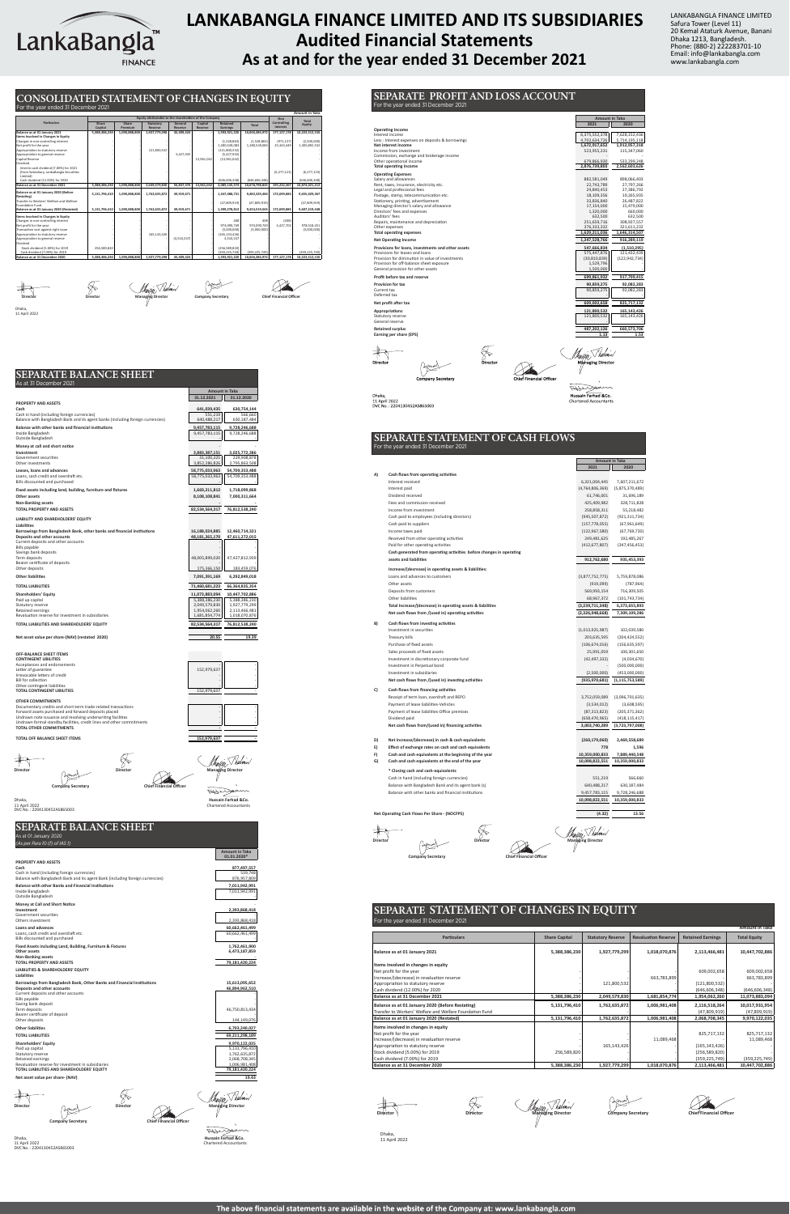# LANKABANGLA FINANCE LIMITED AND ITS SUBSIDIARIES
## Audited Financial Statements
## As at and for the year ended 31 December 2021

LANKABANGLA FINANCE LIMITED
Safura Tower (Level 11)
20 Kemal Ataturk Avenue, Banani
Dhaka 1213, Bangladesh.
Phone: (880-2) 222283701-10
Email: info@lankabangla.com
www.lankabangla.com

## CONSOLIDATED STATEMENT OF CHANGES IN EQUITY
For the year ended 31 December 2021

Amount in Taka

| Particulars | Equity attributable to the shareholders of the Company | | | | | | | Non Controlling Interest | Total Equity |
|---|---|---|---|---|---|---|---|---|---|
| | Share Capital | Share Premium | Statutory Reserve | General Reserve | Capital Reserve | Retained Earnings | Total | | |
| **Balance as at 01 January 2021** | 5,388,386,230 | 1,090,888,800 | 1,927,779,299 | 49,909,623 | - | 1,593,921,120 | 10,050,885,072 | 172,627,078 | 10,223,512,150 |
| **Items involved in Changes in Equity** | | | | | | | | | |
| Changes in non-controlling interest | - | - | - | - | - | (1,528,863) | (1,528,863) | (971,137) | (2,500,000) |
| Net profit for the year | - | - | - | - | - | 1,283,535,085 | 1,283,535,085 | 23,343,447 | 1,306,882,532 |
| Appropriation to statutory reserve | - | - | 121,800,532 | - | - | (121,800,532) | - | - | - |
| Appropriation to general reserve | - | - | - | 5,427,563 | - | (5,427,563) | - | - | - |
| Capital Reserve | - | - | - | - | 13,561,062 | (13,561,062) | - | - | - |
| Dividend | | | | | | | | | |
| Interim cash dividend (7.00%) for 2021 (from Subsidiary: LankaBangla Securities Limited) | - | - | - | - | - | - | - | (6,277,123) | (6,277,123) |
| Cash dividend (12.00%) for 2020 | - | - | - | - | - | (646,606,348) | (646,606,348) | - | (646,606,348) |
| **Balance as at 31 December 2021** | 5,388,386,230 | 1,090,888,800 | 2,049,579,831 | 55,337,186 | 13,561,062 | 2,088,531,837 | 10,686,284,946 | 188,722,265 | 10,875,007,211 |
| **Balance as at 01 January 2020 (Before Restating)** | 5,131,796,410 | 1,090,888,800 | 1,762,635,872 | 49,909,623 | - | 1,647,088,751 | 9,682,319,456 | 172,699,883 | 9,855,019,339 |
| Transfer to Workers' Welfare and Welfare Foundation Fund | - | - | - | - | - | (47,809,919) | (47,809,919) | - | (47,809,919) |
| **Balance as at 01 January 2020 (Restated)** | 5,131,796,410 | 1,090,888,800 | 1,762,635,872 | 49,909,623 | - | 1,599,278,832 | 9,634,509,537 | 172,699,883 | 9,807,209,420 |
| **Items involved in Changes in Equity** | | | | | | | | | |
| Changes in non-controlling interest | - | - | - | - | - | 408 | 408 | (408) | - |
| Net profit for the year | - | - | - | - | - | 778,601,283 | 778,601,283 | 4,427,603 | 783,028,886 |
| Transaction cost against right issue | - | - | - | - | - | (3,000,000) | (3,000,000) | - | (3,000,000) |
| Appropriation to statutory reserve | - | - | 165,143,426 | - | - | (165,143,426) | - | - | - |
| Dividend | | | | | | | | | |
| Stock dividend (5.00%) for 2019 | 256,589,820 | - | - | - | - | (256,589,820) | - | - | - |
| Cash dividend (7.00%) for 2019 | - | - | - | - | - | (359,225,749) | (359,225,749) | - | (359,225,749) |
| **Balance as at 31 December 2020** | 5,388,386,230 | 1,090,888,800 | 1,927,779,299 | 49,909,623 | - | 1,593,921,120 | 10,050,885,072 | 172,627,078 | 10,223,512,150 |

Director  Director  Managing Director  Company Secretary  Chief Financial Officer

Dhaka,
11 April 2022

## SEPARATE BALANCE SHEET
As at 31 December 2021

| | Amount in Taka | |
|---|---|---|
| | 31.12.2021 | 31.12.2020 |
| **PROPERTY AND ASSETS** | | |
| **Cash** | 641,039,435 | 630,754,144 |
| Cash in hand (including foreign currencies) | 551,219 | 566,660 |
| Balance with Bangladesh Bank and its agent banks (including foreign currencies) | 640,488,217 | 630,187,484 |
| **Balance with other banks and financial institutions** | 9,457,783,115 | 9,728,246,688 |
| Inside Bangladesh | 9,457,783,115 | 9,728,246,688 |
| Outside Bangladesh | - | - |
| **Money at call and short notice** | - | - |
| **Investment** | 3,883,387,151 | 3,025,772,386 |
| Government securities | 31,100,325 | 229,008,878 |
| Other investments | 3,852,286,826 | 2,796,763,508 |
| **Leases, loans and advances** | 58,775,033,963 | 54,709,353,488 |
| Loans, cash credit and overdraft etc. | 58,775,033,963 | 54,709,353,488 |
| Bills discounted and purchased | - | - |
| **Fixed assets including land, building, furniture and fixtures** | 1,669,211,812 | 1,718,099,868 |
| **Other assets** | 8,108,108,841 | 7,000,311,664 |
| **Non-Banking assets** | - | - |
| **TOTAL PROPERTY AND ASSETS** | 82,534,564,317 | 76,812,538,240 |
| **LIABILITY AND SHAREHOLDERS' EQUITY** | | |
| **Liabilities** | | |
| **Borrowings from Bangladesh Bank, other banks and financial institutions** | 16,188,024,885 | 12,460,714,321 |
| **Deposits and other accounts** | 48,181,265,170 | 47,611,272,015 |
| Current deposits and other accounts | - | - |
| Bills payable | - | - |
| Savings bank deposits | - | - |
| Term deposits | 48,005,899,020 | 47,427,812,939 |
| Bearer certificate of deposits | - | - |
| Other deposits | 175,366,150 | 183,459,076 |
| **Other liabilities** | 7,091,391,169 | 6,292,849,018 |
| **TOTAL LIABILITIES** | 71,460,681,223 | 66,364,835,354 |
| **Shareholders' Equity** | 11,073,883,094 | 10,447,702,886 |
| Paid up capital | 5,388,386,230 | 5,388,386,230 |
| Statutory reserve | 2,049,579,830 | 1,927,779,299 |
| Retained earnings | 1,954,062,260 | 2,113,466,481 |
| Revaluation reserve for investment in subsidiaries | 1,681,854,774 | 1,018,070,876 |
| **TOTAL LIABILITIES AND SHAREHOLDERS' EQUITY** | 82,534,564,317 | 76,812,538,240 |
| **Net asset value per share-(NAV) (restated 2020)** | 20.55 | 19.39 |
| | | |
| **OFF-BALANCE SHEET ITEMS** | | |
| **CONTINGENT LIABILITIES** | | |
| Acceptances and endorsements | - | - |
| Letter of guarantee | 152,979,637 | - |
| Irrevocable letters of credit | - | - |
| Bill for collection | - | - |
| Other contingent liabilities | - | - |
| **TOTAL CONTINGENT LIABILITIES** | 152,979,637 | - |
| **OTHER COMMITMENTS** | | |
| Documentary credits and short term trade-related transactions | - | - |
| Forward assets purchased and forward deposits placed | - | - |
| Undrawn note issuance and revolving underwriting facilities | - | - |
| Undrawn formal standby facilities, credit lines and other commitments | - | - |
| **TOTAL OTHER COMMITMENTS** | - | - |
| **TOTAL OFF BALANCE SHEET ITEMS** | 152,979,637 | - |

Director  Director  Managing Director
Company Secretary  Chief Financial Officer

Dhaka,
11 April 2022
DVC No.: 2204130452AS865003

Hussain Farhad &Co.
Chartered Accountants

## SEPARATE BALANCE SHEET
As at 01 January 2020
*(As per Para 10 (f) of IAS 8)*

| | Amount in Taka |
|---|---|
| | 01.01.2020* |
| **PROPERTY AND ASSETS** | |
| **Cash** | 877,497,557 |
| Cash in hand (including foreign currencies) | 539,768 |
| Balance with Bangladesh Bank and its agent bank (including foreign currencies) | 876,957,809 |
| **Balance with other Banks and Financial Institutions** | 7,011,942,991 |
| Inside Bangladesh | 7,011,942,991 |
| Outside Bangladesh | - |
| **Money at Call and Short Notice** | - |
| **Investment** | 2,393,868,418 |
| Government securities | - |
| Others investment | 2,393,868,418 |
| **Loans and advances** | 60,662,461,499 |
| Loans, cash credit and overdraft etc. | 60,662,461,499 |
| Bills discounted and purchased | - |
| **Fixed Assets including Land, Building, Furniture & Fixtures** | 1,762,461,900 |
| **Other assets** | 6,473,187,859 |
| **Non-banking assets** | - |
| **TOTAL PROPERTY AND ASSETS** | 79,181,420,224 |
| **LIABILITIES & SHAREHOLDERS' EQUITY** | |
| **Liabilities** | |
| **Borrowings from Bangladesh Bank, Other Banks and Financial Institutions** | 15,613,095,652 |
| **Deposits and other accounts** | 46,894,062,510 |
| Current deposits and other accounts | - |
| Bills payable | - |
| Saving bank deposits | - |
| Term deposits | 46,750,813,434 |
| Bearer certificate of deposits | - |
| Other deposits | 144,249,076 |
| **Other liabilities** | 6,703,240,027 |
| **TOTAL LIABILITIES** | 69,211,298,189 |
| **Shareholders' Equity** | 9,970,122,035 |
| Paid up capital | 5,131,796,410 |
| Statutory reserve | 1,762,635,872 |
| Retained earnings | 2,068,708,345 |
| Revaluation reserve for investment in subsidiaries | 1,006,981,408 |
| **TOTAL LIABILITIES AND SHAREHOLDERS' EQUITY** | 79,181,420,224 |
| **Net asset value per share- (NAV)** | 19.43 |

Director  Director  Managing Director
Company Secretary  Chief Financial Officer

Dhaka,
11 April 2022
DVC No.: 2204130452AS865003

Hussain Farhad &Co.
Chartered Accountants

## SEPARATE PROFIT AND LOSS ACCOUNT
For the year ended 31 December 2021

| | Amount in Taka | |
|---|---|---|
| | 2021 | 2020 |
| **Operating Income** | | |
| Interest income | 6,374,552,578 | 7,628,152,636 |
| Less : Interest expenses on deposits & borrowings | 4,702,634,736 | 5,714,195,118 |
| **Net interest income** | 1,671,917,842 | 1,913,957,518 |
| Income from investment | 523,955,231 | 115,347,060 |
| Commission, exchange and brokerage income | - | - |
| Other operational income | 679,866,925 | 533,299,248 |
| **Total operating income** | 2,875,739,998 | 2,562,603,826 |
| **Operating Expenses** | | |
| Salary and allowances | 882,581,049 | 898,066,403 |
| Rent, taxes, insurance, electricity etc. | 22,763,788 | 27,797,266 |
| Legal and professional fees | 24,840,453 | 27,386,792 |
| Postage, stamp, telecommunication etc. | 18,309,356 | 19,265,935 |
| Stationery, printing, advertisement | 33,836,840 | 26,487,822 |
| Managing director's salary and allowance | 17,154,000 | 15,479,000 |
| Directors' fees and expenses | 1,320,000 | 660,000 |
| Auditors' fees | 632,500 | 632,500 |
| Repairs, maintenance and depreciation | 251,659,716 | 308,927,557 |
| Other expenses | 376,113,379 | 321,611,232 |
| **Total operating expenses** | 1,628,211,232 | 1,646,314,507 |
| **Net Operating Income** | 1,247,528,766 | 916,289,319 |
| **Provisions for loans, investments and other assets** | 547,666,834 | (1,510,295) |
| Provisions for leases and loans | 575,447,676 | 121,432,439 |
| Provision for diminution in value of investments | (30,810,839) | (122,942,734) |
| Provision for off-balance sheet exposure | 1,529,796 | - |
| General provision for other assets | 1,500,000 | - |
| **Profit before tax and reserve** | 699,861,932 | 917,799,614 |
| **Provision for tax** | 90,859,275 | 92,082,482 |
| Current tax | 90,859,275 | 92,082,482 |
| Deferred tax | - | - |
| **Net profit after tax** | 609,002,658 | 825,717,132 |
| **Appropriations** | 121,800,532 | 165,143,426 |
| Statutory reserve | 121,800,532 | 165,143,426 |
| General reserve | - | - |
| **Retained surplus** | 487,202,126 | 660,573,706 |
| **Earning per share (EPS)** | 1.13 | 1.53 |

Director  Director  Managing Director
Company Secretary  Chief Financial Officer

Dhaka,
11 April 2022
DVC No.: 2204130452AS865003

Hussain Farhad &Co.
Chartered Accountants

## SEPARATE STATEMENT OF CASH FLOWS
For the year ended 31 December 2021

| | | Amount in Taka | |
|---|---|---|---|
| | | 2021 | 2020 |
| **A)** | **Cash flows from operating activities** | | |
| | Interest received | 6,321,004,445 | 7,907,211,672 |
| | Interest paid | (4,764,806,369) | (5,875,370,489) |
| | Dividend received | 61,746,001 | 31,696,189 |
| | Fees and commission received | 425,409,982 | 328,711,828 |
| | Income from investment | 258,858,311 | 55,218,482 |
| | Cash paid to employees (including directors) | (945,507,872) | (921,311,734) |
| | Cash paid to suppliers | (157,778,055) | (67,961,649) |
| | Income taxes paid | (122,967,580) | (67,769,720) |
| | Received from other operating activities | 249,481,625 | 192,485,267 |
| | Paid for other operating activities | (412,677,807) | (347,456,453) |
| | **Cash generated from operating activities before changes in operating assets and liabilities** | 912,762,680 | 935,453,393 |
| | **Increase/(decrease) in operating assets & liabilities:** | | |
| | Loans and advances to customers | (3,877,752,775) | 5,759,878,086 |
| | Other assets | (919,099) | (787,964) |
| | Deposits from customers | 569,993,154 | 716,309,505 |
| | Other liabilities | 68,967,372 | (103,743,734) |
| | **Total Increase/(decrease) in operating assets & liabilities** | (3,239,711,348) | 6,371,655,893 |
| | **Net cash from /(used in) operating activities** | (2,326,948,668) | 7,309,109,286 |
| **B)** | **Cash flows from investing activities** | | |
| | Investment in securities | (1,013,925,987) | 102,039,580 |
| | Treasury bills | 203,635,595 | (204,424,552) |
| | Purchase of fixed assets | (106,674,016) | (156,635,597) |
| | Sales proceeds of fixed assets | 25,991,059 | 300,301,650 |
| | Investment in discretionary corporate fund | (42,497,332) | (4,034,670) |
| | Investment in Perpetual bond | - | (500,000,000) |
| | Investment in subsidiaries | (2,500,000) | (453,000,000) |
| | **Net cash from/(used in) investing activities** | (935,970,681) | (1,115,753,589) |
| **C)** | **Cash flows from financing activities** | | |
| | Receipt of term loan, overdraft and REPO | 3,752,059,089 | (3,098,701,635) |
| | Payment of lease liabilities-Vehicles | (3,534,012) | (3,608,595) |
| | Payment of lease liabilities-Office premises | (87,313,823) | (203,371,362) |
| | Dividend paid | (658,470,965) | (418,115,417) |
| | **Net cash from/(used in) financing activities** | 3,002,740,289 | (3,723,797,008) |
| | | | |
| **D)** | **Net increase/(decrease) in cash & cash equivalents** | (260,179,060) | 2,469,558,689 |
| **E)** | **Effect of exchange rate changes on cash and cash equivalents** | 778 | 1,596 |
| **F)** | **Cash and cash equivalents at the beginning of the year** | 10,359,000,833 | 7,889,440,548 |
| **G)** | **Cash and cash equivalents at the end of the year** | 10,098,822,551 | 10,359,000,833 |
| | **\* Closing cash and cash-equivalents** | | |
| | Cash in hand (including foreign currencies) | 551,219 | 566,660 |
| | Balance with Bangladesh Bank and its agent bank (s) | 640,488,217 | 630,187,484 |
| | Balance with other banks and financial institutions | 9,457,783,115 | 9,728,246,688 |
| | | 10,098,822,551 | 10,359,000,833 |
| | | | |
| | **Net Operating Cash Flows Per Share - (NOCFPS)** | (4.32) | 13.56 |

Director  Director  Managing Director
Company Secretary  Chief Financial Officer

## SEPARATE STATEMENT OF CHANGES IN EQUITY
For the year ended 31 December 2021

Amount in Taka

| Particulars | Share Capital | Statutory Reserve | Revaluation Reserve | Retained Earnings | Total Equity |
|---|---|---|---|---|---|
| **Balance as at 01 January 2021** | 5,388,386,230 | 1,927,779,299 | 1,018,070,876 | 2,113,466,481 | 10,447,702,886 |
| **Items involved in changes in equity** | | | | | |
| Net profit for the year | - | - | - | 609,002,658 | 609,002,658 |
| Increase/(decrease) in revaluation reserve | - | - | 663,783,899 | - | 663,783,899 |
| Appropriation to statutory reserve | - | 121,800,532 | - | (121,800,532) | - |
| Cash dividend (12.00%) for 2020 | - | - | - | (646,606,348) | (646,606,348) |
| **Balance as at 31 December 2021** | 5,388,386,230 | 2,049,579,830 | 1,681,854,774 | 1,954,062,260 | 11,073,883,094 |
| **Balance as at 01 January 2020 (Before Restating)** | 5,131,796,410 | 1,762,635,872 | 1,006,981,408 | 2,116,518,264 | 10,017,931,954 |
| Transfer to Workers' Welfare and Welfare Foundation Fund | - | - | - | (47,809,919) | (47,809,919) |
| **Balance as at 01 January 2020 (Restated)** | 5,131,796,410 | 1,762,635,872 | 1,006,981,408 | 2,068,708,345 | 9,970,122,035 |
| **Items involved in changes in equity** | | | | | |
| Net profit for the year | - | - | - | 825,717,132 | 825,717,132 |
| Increase/(decrease) in revaluation reserve | - | - | 11,089,468 | - | 11,089,468 |
| Appropriation to statutory reserve | - | 165,143,426 | - | (165,143,426) | - |
| Stock dividend (5.00%) for 2019 | 256,589,820 | - | - | (256,589,820) | - |
| Cash dividend (7.00%) for 2019 | - | - | - | (359,225,749) | (359,225,749) |
| **Balance as at 31 December 2020** | 5,388,386,230 | 1,927,779,299 | 1,018,070,876 | 2,113,466,481 | 10,447,702,886 |

Director  Director  Managing Director  Company Secretary  Chief Financial Officer

Dhaka,
11 April 2022

**The above financial statements are available in the website of the Company at: www.lankabangla.com**